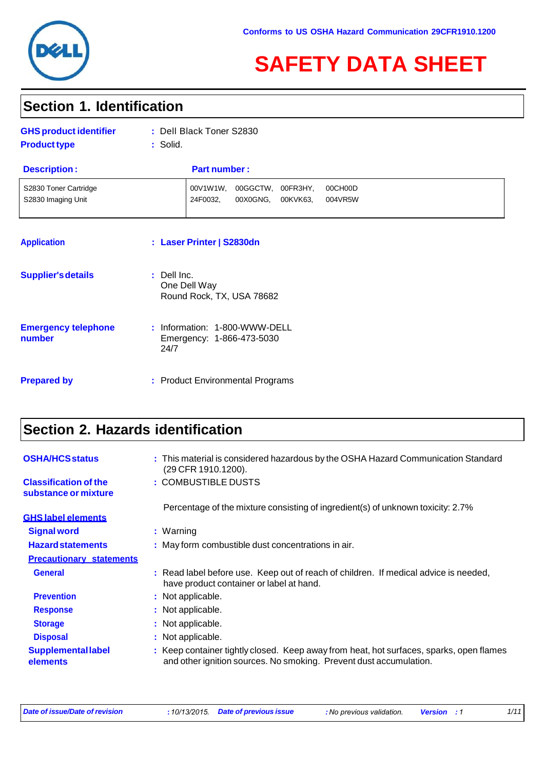Conforms to US OSHA Hazard Communication 29CFR1910.1200

# SAFETY DATA SHEET

## Section 1. Identification

**GHS product identifier** : Dell Black Toner S2830

**Product type** : Solid.

| Description : | Part number : |
|---|---|
| S2830 Toner Cartridge<br>S2830 Imaging Unit | 00V1W1W, 00GGCTW, 00FR3HY, 00CH00D<br>24F0032, 00X0GNG, 00KVK63, 004VR5W |

**Application** : **Laser Printer | S2830dn**

**Supplier's details** : Dell Inc.
One Dell Way
Round Rock, TX, USA 78682

**Emergency telephone number** : Information: 1-800-WWW-DELL
Emergency: 1-866-473-5030
24/7

**Prepared by** : Product Environmental Programs

## Section 2. Hazards identification

**OSHA/HCS status** : This material is considered hazardous by the OSHA Hazard Communication Standard (29 CFR 1910.1200).

**Classification of the substance or mixture** : COMBUSTIBLE DUSTS

Percentage of the mixture consisting of ingredient(s) of unknown toxicity: 2.7%

**GHS label elements**

**Signal word** : Warning

**Hazard statements** : May form combustible dust concentrations in air.

**Precautionary statements**

**General** : Read label before use. Keep out of reach of children. If medical advice is needed, have product container or label at hand.

**Prevention** : Not applicable.

**Response** : Not applicable.

**Storage** : Not applicable.

**Disposal** : Not applicable.

**Supplemental label elements** : Keep container tightly closed. Keep away from heat, hot surfaces, sparks, open flames and other ignition sources. No smoking. Prevent dust accumulation.

*Date of issue/Date of revision* : 10/13/2015. *Date of previous issue* : No previous validation. *Version* : 1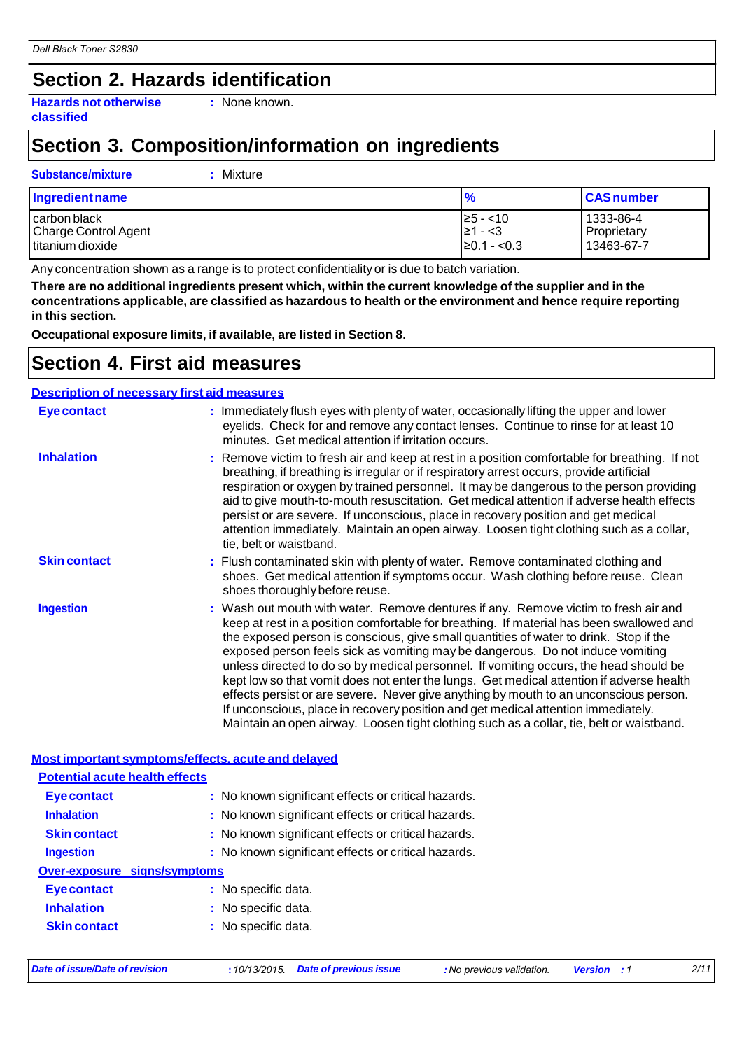## Section 2. Hazards identification

**Hazards not otherwise classified** : None known.

## Section 3. Composition/information on ingredients

**Substance/mixture** : Mixture

| Ingredient name | % | CAS number |
|---|---|---|
| carbon black | ≥5 - <10 | 1333-86-4 |
| Charge Control Agent | ≥1 - <3 | Proprietary |
| titanium dioxide | ≥0.1 - <0.3 | 13463-67-7 |

Any concentration shown as a range is to protect confidentiality or is due to batch variation.

**There are no additional ingredients present which, within the current knowledge of the supplier and in the concentrations applicable, are classified as hazardous to health or the environment and hence require reporting in this section.**

**Occupational exposure limits, if available, are listed in Section 8.**

## Section 4. First aid measures

### Description of necessary first aid measures

**Eye contact** : Immediately flush eyes with plenty of water, occasionally lifting the upper and lower eyelids. Check for and remove any contact lenses. Continue to rinse for at least 10 minutes. Get medical attention if irritation occurs.

**Inhalation** : Remove victim to fresh air and keep at rest in a position comfortable for breathing. If not breathing, if breathing is irregular or if respiratory arrest occurs, provide artificial respiration or oxygen by trained personnel. It may be dangerous to the person providing aid to give mouth-to-mouth resuscitation. Get medical attention if adverse health effects persist or are severe. If unconscious, place in recovery position and get medical attention immediately. Maintain an open airway. Loosen tight clothing such as a collar, tie, belt or waistband.

**Skin contact** : Flush contaminated skin with plenty of water. Remove contaminated clothing and shoes. Get medical attention if symptoms occur. Wash clothing before reuse. Clean shoes thoroughly before reuse.

**Ingestion** : Wash out mouth with water. Remove dentures if any. Remove victim to fresh air and keep at rest in a position comfortable for breathing. If material has been swallowed and the exposed person is conscious, give small quantities of water to drink. Stop if the exposed person feels sick as vomiting may be dangerous. Do not induce vomiting unless directed to do so by medical personnel. If vomiting occurs, the head should be kept low so that vomit does not enter the lungs. Get medical attention if adverse health effects persist or are severe. Never give anything by mouth to an unconscious person. If unconscious, place in recovery position and get medical attention immediately. Maintain an open airway. Loosen tight clothing such as a collar, tie, belt or waistband.

### Most important symptoms/effects, acute and delayed

#### Potential acute health effects

**Eye contact** : No known significant effects or critical hazards.

**Inhalation** : No known significant effects or critical hazards.

**Skin contact** : No known significant effects or critical hazards.

**Ingestion** : No known significant effects or critical hazards.

#### Over-exposure signs/symptoms

**Eye contact** : No specific data.

**Inhalation** : No specific data.

**Skin contact** : No specific data.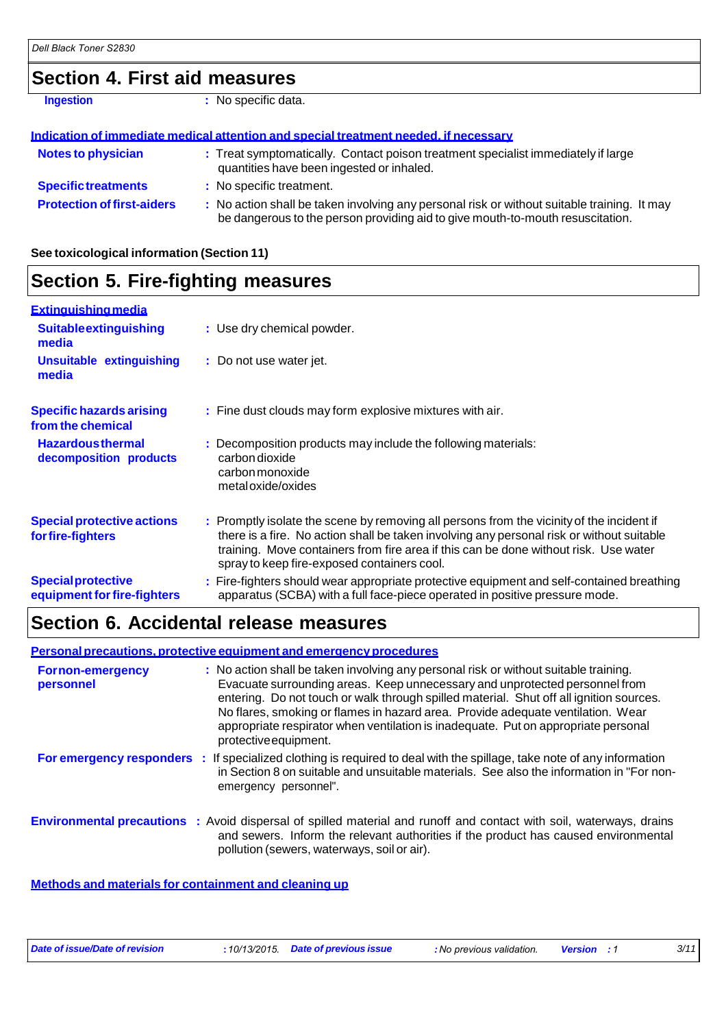## Section 4. First aid measures

**Ingestion** : No specific data.

**Indication of immediate medical attention and special treatment needed, if necessary**

**Notes to physician** : Treat symptomatically. Contact poison treatment specialist immediately if large quantities have been ingested or inhaled.

**Specific treatments** : No specific treatment.

**Protection of first-aiders** : No action shall be taken involving any personal risk or without suitable training. It may be dangerous to the person providing aid to give mouth-to-mouth resuscitation.

**See toxicological information (Section 11)**

## Section 5. Fire-fighting measures

**Extinguishing media**

**Suitable extinguishing media** : Use dry chemical powder.

**Unsuitable extinguishing media** : Do not use water jet.

**Specific hazards arising from the chemical** : Fine dust clouds may form explosive mixtures with air.

**Hazardous thermal decomposition products** : Decomposition products may include the following materials:
carbon dioxide
carbon monoxide
metal oxide/oxides

**Special protective actions for fire-fighters** : Promptly isolate the scene by removing all persons from the vicinity of the incident if there is a fire. No action shall be taken involving any personal risk or without suitable training. Move containers from fire area if this can be done without risk. Use water spray to keep fire-exposed containers cool.

**Special protective equipment for fire-fighters** : Fire-fighters should wear appropriate protective equipment and self-contained breathing apparatus (SCBA) with a full face-piece operated in positive pressure mode.

## Section 6. Accidental release measures

**Personal precautions, protective equipment and emergency procedures**

**For non-emergency personnel** : No action shall be taken involving any personal risk or without suitable training. Evacuate surrounding areas. Keep unnecessary and unprotected personnel from entering. Do not touch or walk through spilled material. Shut off all ignition sources. No flares, smoking or flames in hazard area. Provide adequate ventilation. Wear appropriate respirator when ventilation is inadequate. Put on appropriate personal protective equipment.

**For emergency responders** : If specialized clothing is required to deal with the spillage, take note of any information in Section 8 on suitable and unsuitable materials. See also the information in "For non-emergency personnel".

**Environmental precautions** : Avoid dispersal of spilled material and runoff and contact with soil, waterways, drains and sewers. Inform the relevant authorities if the product has caused environmental pollution (sewers, waterways, soil or air).

**Methods and materials for containment and cleaning up**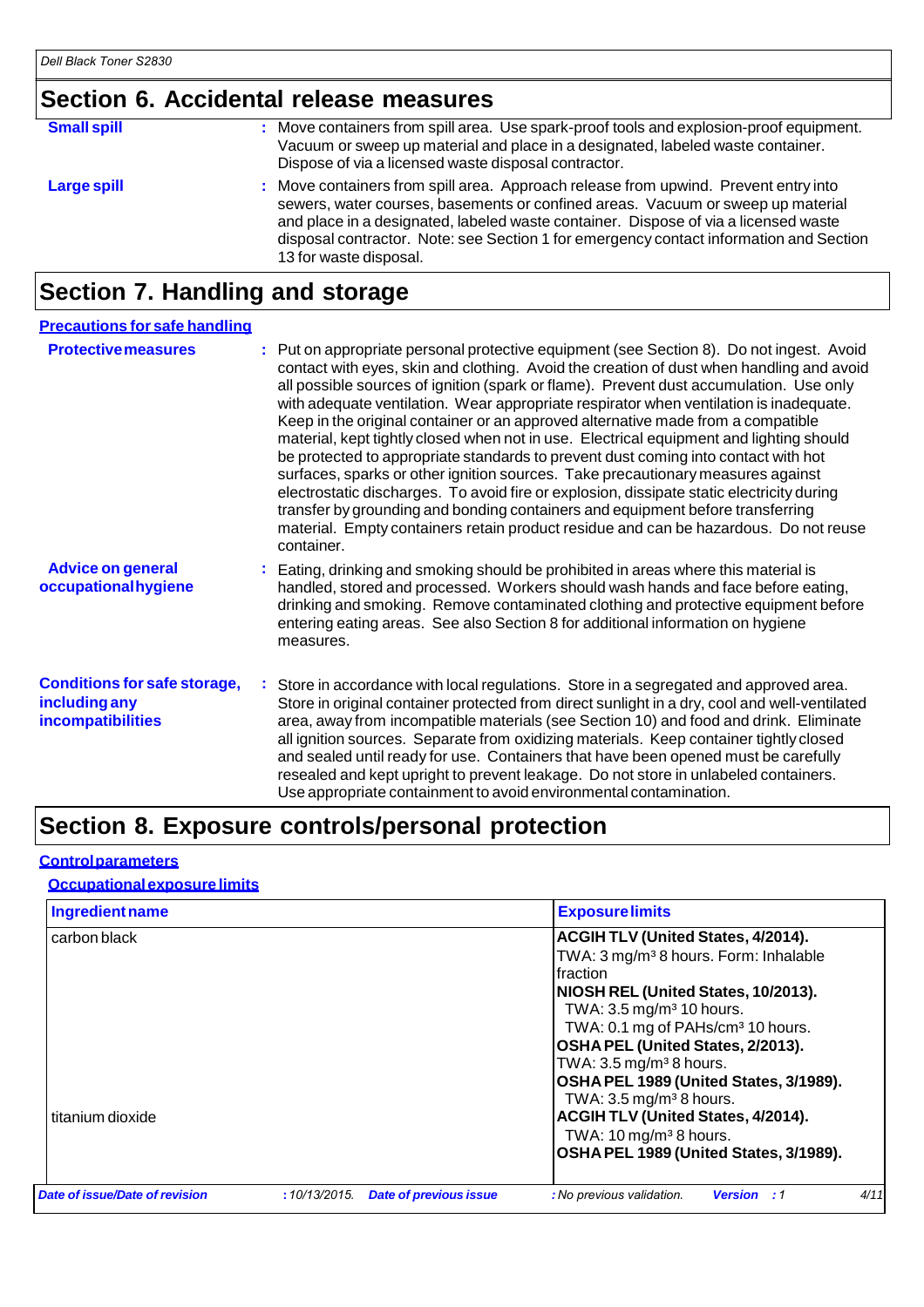## Section 6. Accidental release measures

**Small spill** : Move containers from spill area. Use spark-proof tools and explosion-proof equipment. Vacuum or sweep up material and place in a designated, labeled waste container. Dispose of via a licensed waste disposal contractor.

**Large spill** : Move containers from spill area. Approach release from upwind. Prevent entry into sewers, water courses, basements or confined areas. Vacuum or sweep up material and place in a designated, labeled waste container. Dispose of via a licensed waste disposal contractor. Note: see Section 1 for emergency contact information and Section 13 for waste disposal.

## Section 7. Handling and storage

### Precautions for safe handling

**Protective measures** : Put on appropriate personal protective equipment (see Section 8). Do not ingest. Avoid contact with eyes, skin and clothing. Avoid the creation of dust when handling and avoid all possible sources of ignition (spark or flame). Prevent dust accumulation. Use only with adequate ventilation. Wear appropriate respirator when ventilation is inadequate. Keep in the original container or an approved alternative made from a compatible material, kept tightly closed when not in use. Electrical equipment and lighting should be protected to appropriate standards to prevent dust coming into contact with hot surfaces, sparks or other ignition sources. Take precautionary measures against electrostatic discharges. To avoid fire or explosion, dissipate static electricity during transfer by grounding and bonding containers and equipment before transferring material. Empty containers retain product residue and can be hazardous. Do not reuse container.

**Advice on general occupational hygiene** : Eating, drinking and smoking should be prohibited in areas where this material is handled, stored and processed. Workers should wash hands and face before eating, drinking and smoking. Remove contaminated clothing and protective equipment before entering eating areas. See also Section 8 for additional information on hygiene measures.

**Conditions for safe storage, including any incompatibilities** : Store in accordance with local regulations. Store in a segregated and approved area. Store in original container protected from direct sunlight in a dry, cool and well-ventilated area, away from incompatible materials (see Section 10) and food and drink. Eliminate all ignition sources. Separate from oxidizing materials. Keep container tightly closed and sealed until ready for use. Containers that have been opened must be carefully resealed and kept upright to prevent leakage. Do not store in unlabeled containers. Use appropriate containment to avoid environmental contamination.

## Section 8. Exposure controls/personal protection

### Control parameters

#### Occupational exposure limits

| Ingredient name | Exposure limits |
|---|---|
| carbon black | **ACGIH TLV (United States, 4/2014).**<br>TWA: 3 $mg/m^3$ 8 hours. Form: Inhalable fraction<br>**NIOSH REL (United States, 10/2013).**<br>TWA: 3.5 $mg/m^3$ 10 hours.<br>TWA: 0.1 mg of PAHs/$cm^3$ 10 hours.<br>**OSHA PEL (United States, 2/2013).**<br>TWA: 3.5 $mg/m^3$ 8 hours.<br>**OSHA PEL 1989 (United States, 3/1989).**<br>TWA: 3.5 $mg/m^3$ 8 hours. |
| titanium dioxide | **ACGIH TLV (United States, 4/2014).**<br>TWA: 10 $mg/m^3$ 8 hours.<br>**OSHA PEL 1989 (United States, 3/1989).** |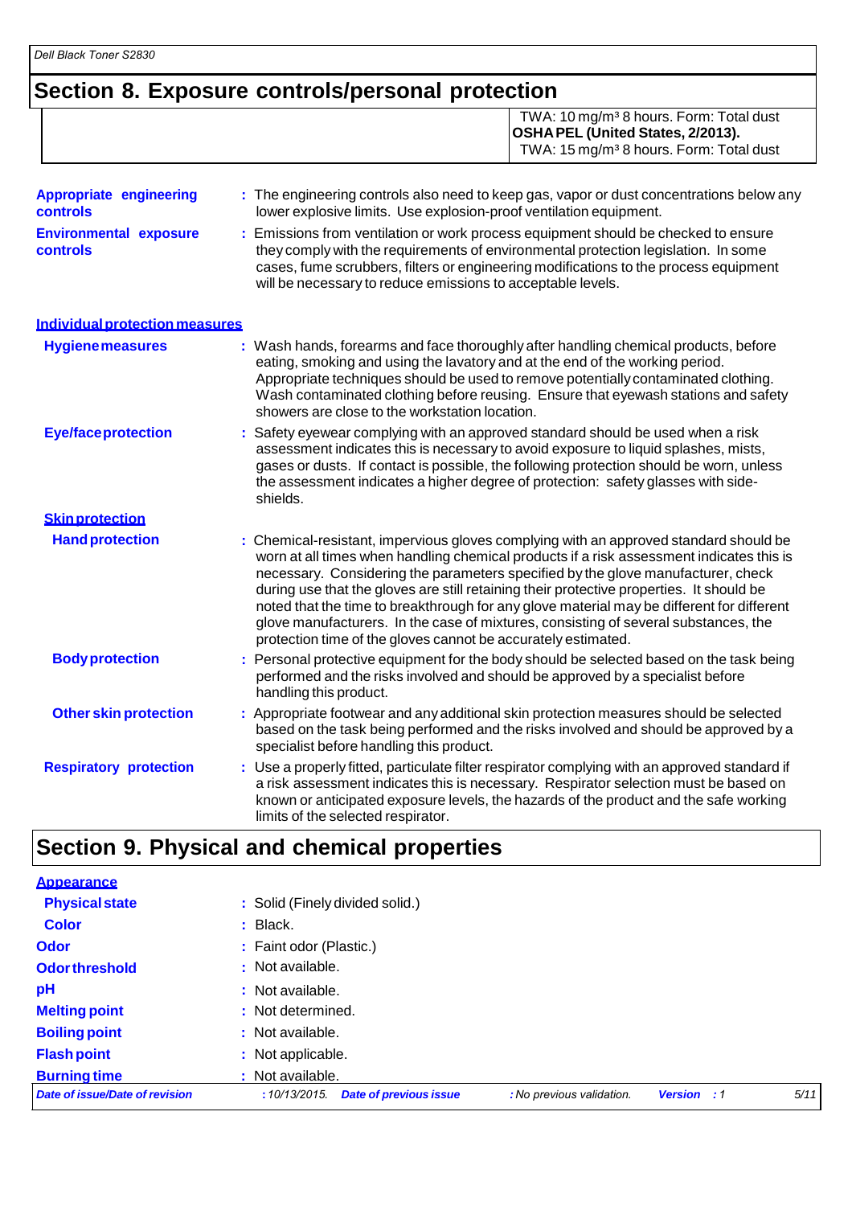## Section 8. Exposure controls/personal protection

| | |
|---|---|
| | TWA: 10 mg/m³ 8 hours. Form: Total dust<br>**OSHA PEL (United States, 2/2013).**<br>TWA: 15 mg/m³ 8 hours. Form: Total dust |

**Appropriate engineering controls** : The engineering controls also need to keep gas, vapor or dust concentrations below any lower explosive limits. Use explosion-proof ventilation equipment.

**Environmental exposure controls** : Emissions from ventilation or work process equipment should be checked to ensure they comply with the requirements of environmental protection legislation. In some cases, fume scrubbers, filters or engineering modifications to the process equipment will be necessary to reduce emissions to acceptable levels.

### Individual protection measures

**Hygiene measures** : Wash hands, forearms and face thoroughly after handling chemical products, before eating, smoking and using the lavatory and at the end of the working period. Appropriate techniques should be used to remove potentially contaminated clothing. Wash contaminated clothing before reusing. Ensure that eyewash stations and safety showers are close to the workstation location.

**Eye/face protection** : Safety eyewear complying with an approved standard should be used when a risk assessment indicates this is necessary to avoid exposure to liquid splashes, mists, gases or dusts. If contact is possible, the following protection should be worn, unless the assessment indicates a higher degree of protection: safety glasses with side-shields.

**Skin protection**

**Hand protection** : Chemical-resistant, impervious gloves complying with an approved standard should be worn at all times when handling chemical products if a risk assessment indicates this is necessary. Considering the parameters specified by the glove manufacturer, check during use that the gloves are still retaining their protective properties. It should be noted that the time to breakthrough for any glove material may be different for different glove manufacturers. In the case of mixtures, consisting of several substances, the protection time of the gloves cannot be accurately estimated.

**Body protection** : Personal protective equipment for the body should be selected based on the task being performed and the risks involved and should be approved by a specialist before handling this product.

**Other skin protection** : Appropriate footwear and any additional skin protection measures should be selected based on the task being performed and the risks involved and should be approved by a specialist before handling this product.

**Respiratory protection** : Use a properly fitted, particulate filter respirator complying with an approved standard if a risk assessment indicates this is necessary. Respirator selection must be based on known or anticipated exposure levels, the hazards of the product and the safe working limits of the selected respirator.

## Section 9. Physical and chemical properties

**Appearance**

**Physical state** : Solid (Finely divided solid.)

**Color** : Black.

**Odor** : Faint odor (Plastic.)

**Odor threshold** : Not available.

**pH** : Not available.

**Melting point** : Not determined.

**Boiling point** : Not available.

**Flash point** : Not applicable.

**Burning time** : Not available.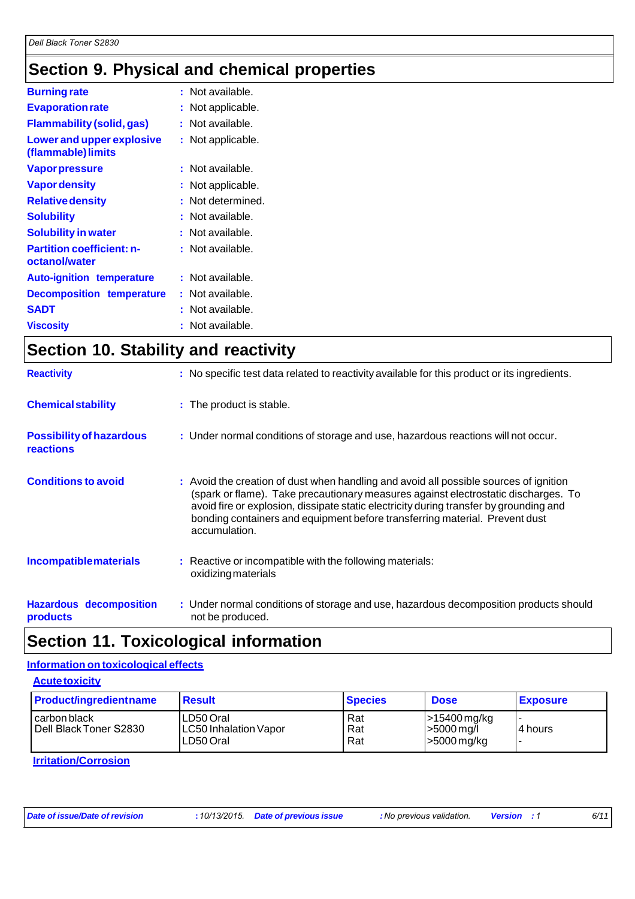## Section 9. Physical and chemical properties

| | |
|---|---|
| **Burning rate** | : Not available. |
| **Evaporation rate** | : Not applicable. |
| **Flammability (solid, gas)** | : Not available. |
| **Lower and upper explosive (flammable) limits** | : Not applicable. |
| **Vapor pressure** | : Not available. |
| **Vapor density** | : Not applicable. |
| **Relative density** | : Not determined. |
| **Solubility** | : Not available. |
| **Solubility in water** | : Not available. |
| **Partition coefficient: n-octanol/water** | : Not available. |
| **Auto-ignition temperature** | : Not available. |
| **Decomposition temperature** | : Not available. |
| **SADT** | : Not available. |
| **Viscosity** | : Not available. |

## Section 10. Stability and reactivity

**Reactivity** : No specific test data related to reactivity available for this product or its ingredients.

**Chemical stability** : The product is stable.

**Possibility of hazardous reactions** : Under normal conditions of storage and use, hazardous reactions will not occur.

**Conditions to avoid** : Avoid the creation of dust when handling and avoid all possible sources of ignition (spark or flame). Take precautionary measures against electrostatic discharges. To avoid fire or explosion, dissipate static electricity during transfer by grounding and bonding containers and equipment before transferring material. Prevent dust accumulation.

**Incompatible materials** : Reactive or incompatible with the following materials: oxidizing materials

**Hazardous decomposition products** : Under normal conditions of storage and use, hazardous decomposition products should not be produced.

## Section 11. Toxicological information

**Information on toxicological effects**

**Acute toxicity**

| Product/ingredient name | Result | Species | Dose | Exposure |
|---|---|---|---|---|
| carbon black | LD50 Oral | Rat | >15400 mg/kg | - |
| Dell Black Toner S2830 | LC50 Inhalation Vapor | Rat | >5000 mg/l | 4 hours |
| | LD50 Oral | Rat | >5000 mg/kg | - |

**Irritation/Corrosion**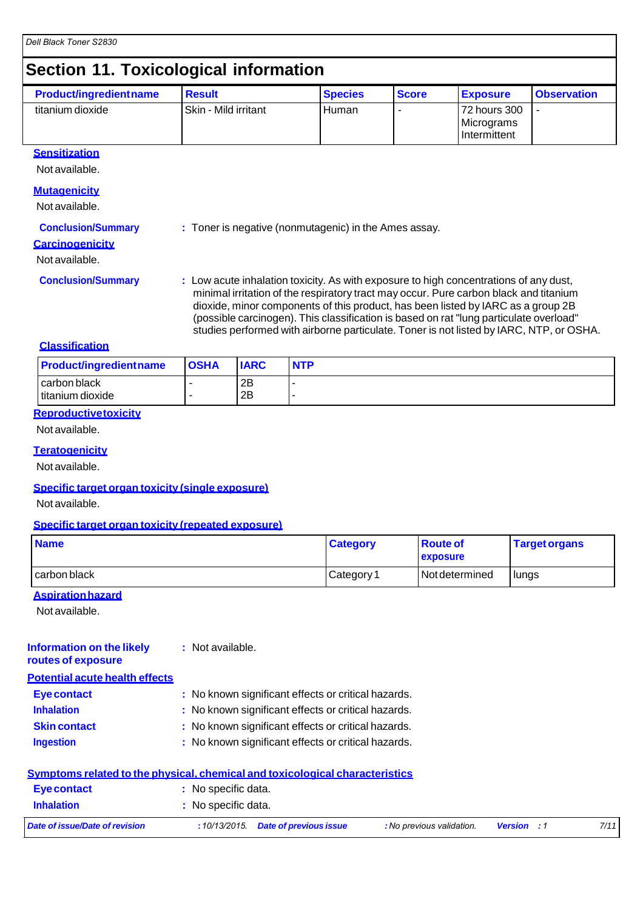## Section 11. Toxicological information

| Product/ingredient name | Result | Species | Score | Exposure | Observation |
|---|---|---|---|---|---|
| titanium dioxide | Skin - Mild irritant | Human | - | 72 hours 300 Micrograms Intermittent | - |

**Sensitization**

Not available.

**Mutagenicity**

Not available.

**Conclusion/Summary** : Toner is negative (nonmutagenic) in the Ames assay.

**Carcinogenicity**

Not available.

**Conclusion/Summary** : Low acute inhalation toxicity. As with exposure to high concentrations of any dust, minimal irritation of the respiratory tract may occur. Pure carbon black and titanium dioxide, minor components of this product, has been listed by IARC as a group 2B (possible carcinogen). This classification is based on rat "lung particulate overload" studies performed with airborne particulate. Toner is not listed by IARC, NTP, or OSHA.

**Classification**

| Product/ingredient name | OSHA | IARC | NTP |
|---|---|---|---|
| carbon black | - | 2B | - |
| titanium dioxide | - | 2B | - |

**Reproductive toxicity**

Not available.

**Teratogenicity**

Not available.

**Specific target organ toxicity (single exposure)**

Not available.

**Specific target organ toxicity (repeated exposure)**

| Name | Category | Route of exposure | Target organs |
|---|---|---|---|
| carbon black | Category 1 | Not determined | lungs |

**Aspiration hazard**

Not available.

**Information on the likely routes of exposure** : Not available.

**Potential acute health effects**

**Eye contact** : No known significant effects or critical hazards.

**Inhalation** : No known significant effects or critical hazards.

**Skin contact** : No known significant effects or critical hazards.

**Ingestion** : No known significant effects or critical hazards.

**Symptoms related to the physical, chemical and toxicological characteristics**

**Eye contact** : No specific data.

**Inhalation** : No specific data.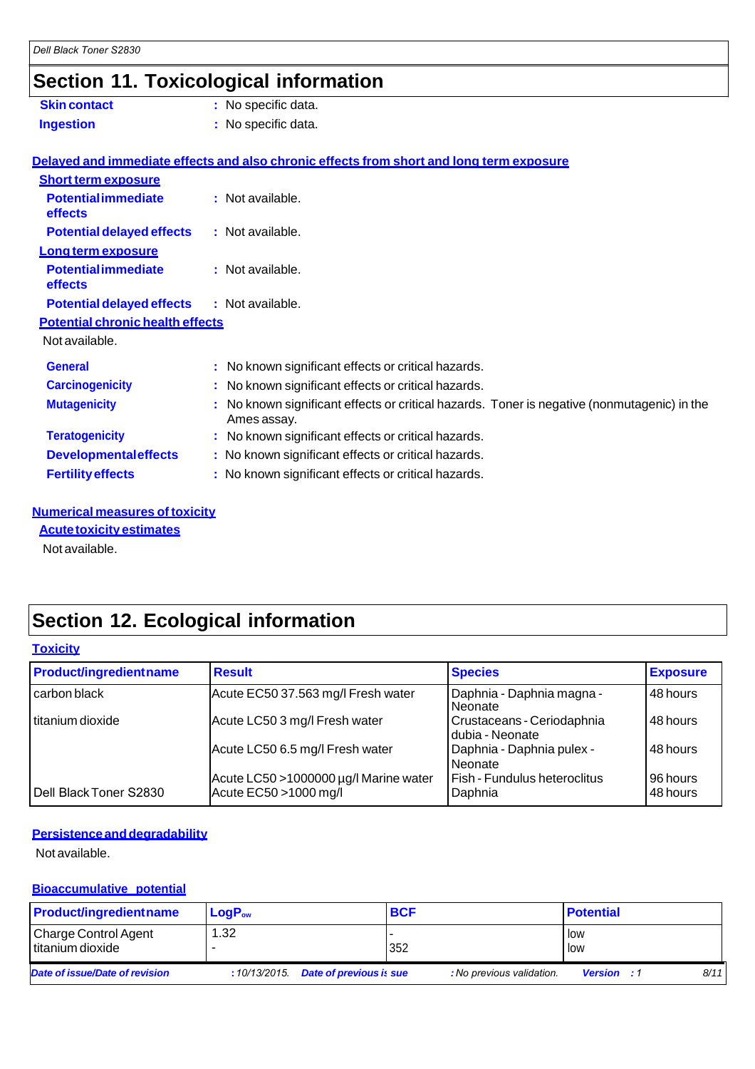## Section 11. Toxicological information

**Skin contact** : No specific data.

**Ingestion** : No specific data.

**Delayed and immediate effects and also chronic effects from short and long term exposure**

**Short term exposure**

**Potential immediate effects** : Not available.

**Potential delayed effects** : Not available.

**Long term exposure**

**Potential immediate effects** : Not available.

**Potential delayed effects** : Not available.

**Potential chronic health effects**

Not available.

**General** : No known significant effects or critical hazards.

**Carcinogenicity** : No known significant effects or critical hazards.

**Mutagenicity** : No known significant effects or critical hazards. Toner is negative (nonmutagenic) in the Ames assay.

**Teratogenicity** : No known significant effects or critical hazards.

**Developmental effects** : No known significant effects or critical hazards.

**Fertility effects** : No known significant effects or critical hazards.

**Numerical measures of toxicity**

**Acute toxicity estimates**

Not available.

## Section 12. Ecological information

**Toxicity**

| Product/ingredient name | Result | Species | Exposure |
|---|---|---|---|
| carbon black | Acute EC50 37.563 mg/l Fresh water | Daphnia - Daphnia magna - Neonate | 48 hours |
| titanium dioxide | Acute LC50 3 mg/l Fresh water | Crustaceans - Ceriodaphnia dubia - Neonate | 48 hours |
| | Acute LC50 6.5 mg/l Fresh water | Daphnia - Daphnia pulex - Neonate | 48 hours |
| | Acute LC50 >1000000 µg/l Marine water | Fish - Fundulus heteroclitus | 96 hours |
| Dell Black Toner S2830 | Acute EC50 >1000 mg/l | Daphnia | 48 hours |

**Persistence and degradability**

Not available.

**Bioaccumulative potential**

| Product/ingredient name | $LogP_{ow}$ | BCF | Potential |
|---|---|---|---|
| Charge Control Agent | 1.32 | - | low |
| titanium dioxide | - | 352 | low |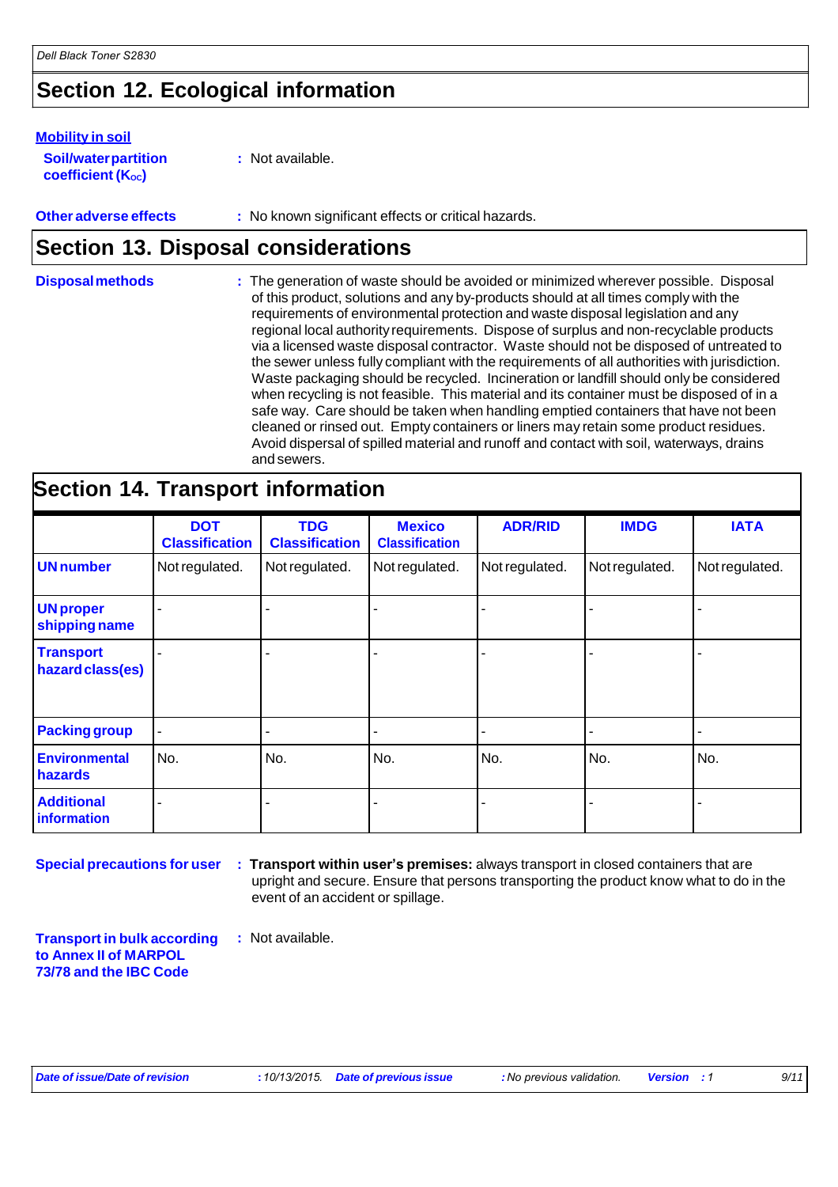## Section 12. Ecological information

**Mobility in soil**

**Soil/water partition coefficient ($K_{OC}$)** : Not available.

**Other adverse effects** : No known significant effects or critical hazards.

## Section 13. Disposal considerations

**Disposal methods** : The generation of waste should be avoided or minimized wherever possible. Disposal of this product, solutions and any by-products should at all times comply with the requirements of environmental protection and waste disposal legislation and any regional local authority requirements. Dispose of surplus and non-recyclable products via a licensed waste disposal contractor. Waste should not be disposed of untreated to the sewer unless fully compliant with the requirements of all authorities with jurisdiction. Waste packaging should be recycled. Incineration or landfill should only be considered when recycling is not feasible. This material and its container must be disposed of in a safe way. Care should be taken when handling emptied containers that have not been cleaned or rinsed out. Empty containers or liners may retain some product residues. Avoid dispersal of spilled material and runoff and contact with soil, waterways, drains and sewers.

## Section 14. Transport information

| | DOT Classification | TDG Classification | Mexico Classification | ADR/RID | IMDG | IATA |
|---|---|---|---|---|---|---|
| **UN number** | Not regulated. | Not regulated. | Not regulated. | Not regulated. | Not regulated. | Not regulated. |
| **UN proper shipping name** | - | - | - | - | - | - |
| **Transport hazard class(es)** | - | - | - | - | - | - |
| **Packing group** | - | - | - | - | - | - |
| **Environmental hazards** | No. | No. | No. | No. | No. | No. |
| **Additional information** | - | - | - | - | - | - |

**Special precautions for user** : **Transport within user's premises:** always transport in closed containers that are upright and secure. Ensure that persons transporting the product know what to do in the event of an accident or spillage.

**Transport in bulk according to Annex II of MARPOL 73/78 and the IBC Code** : Not available.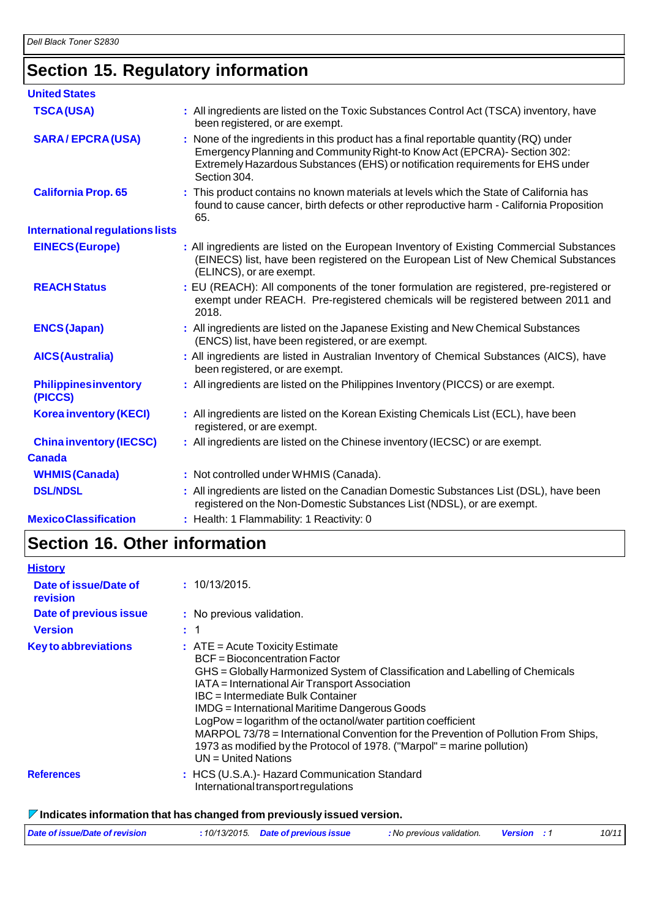## Section 15. Regulatory information

**United States**

**TSCA (USA)** : All ingredients are listed on the Toxic Substances Control Act (TSCA) inventory, have been registered, or are exempt.

**SARA / EPCRA (USA)** : None of the ingredients in this product has a final reportable quantity (RQ) under Emergency Planning and Community Right-to Know Act (EPCRA)- Section 302: Extremely Hazardous Substances (EHS) or notification requirements for EHS under Section 304.

**California Prop. 65** : This product contains no known materials at levels which the State of California has found to cause cancer, birth defects or other reproductive harm - California Proposition 65.

**International regulations lists**

**EINECS (Europe)** : All ingredients are listed on the European Inventory of Existing Commercial Substances (EINECS) list, have been registered on the European List of New Chemical Substances (ELINCS), or are exempt.

**REACH Status** : EU (REACH): All components of the toner formulation are registered, pre-registered or exempt under REACH. Pre-registered chemicals will be registered between 2011 and 2018.

**ENCS (Japan)** : All ingredients are listed on the Japanese Existing and New Chemical Substances (ENCS) list, have been registered, or are exempt.

**AICS (Australia)** : All ingredients are listed in Australian Inventory of Chemical Substances (AICS), have been registered, or are exempt.

**Philippines inventory (PICCS)** : All ingredients are listed on the Philippines Inventory (PICCS) or are exempt.

**Korea inventory (KECI)** : All ingredients are listed on the Korean Existing Chemicals List (ECL), have been registered, or are exempt.

**China inventory (IECSC)** : All ingredients are listed on the Chinese inventory (IECSC) or are exempt.

**Canada**

**WHMIS (Canada)** : Not controlled under WHMIS (Canada).

**DSL/NDSL** : All ingredients are listed on the Canadian Domestic Substances List (DSL), have been registered on the Non-Domestic Substances List (NDSL), or are exempt.

**Mexico Classification** : Health: 1 Flammability: 1 Reactivity: 0

## Section 16. Other information

**History**

**Date of issue/Date of revision** : 10/13/2015.

**Date of previous issue** : No previous validation.

**Version** : 1

**Key to abbreviations** : ATE = Acute Toxicity Estimate
BCF = Bioconcentration Factor
GHS = Globally Harmonized System of Classification and Labelling of Chemicals
IATA = International Air Transport Association
IBC = Intermediate Bulk Container
IMDG = International Maritime Dangerous Goods
LogPow = logarithm of the octanol/water partition coefficient
MARPOL 73/78 = International Convention for the Prevention of Pollution From Ships, 1973 as modified by the Protocol of 1978. ("Marpol" = marine pollution)
UN = United Nations

**References** : HCS (U.S.A.)- Hazard Communication Standard
International transport regulations

**Indicates information that has changed from previously issued version.**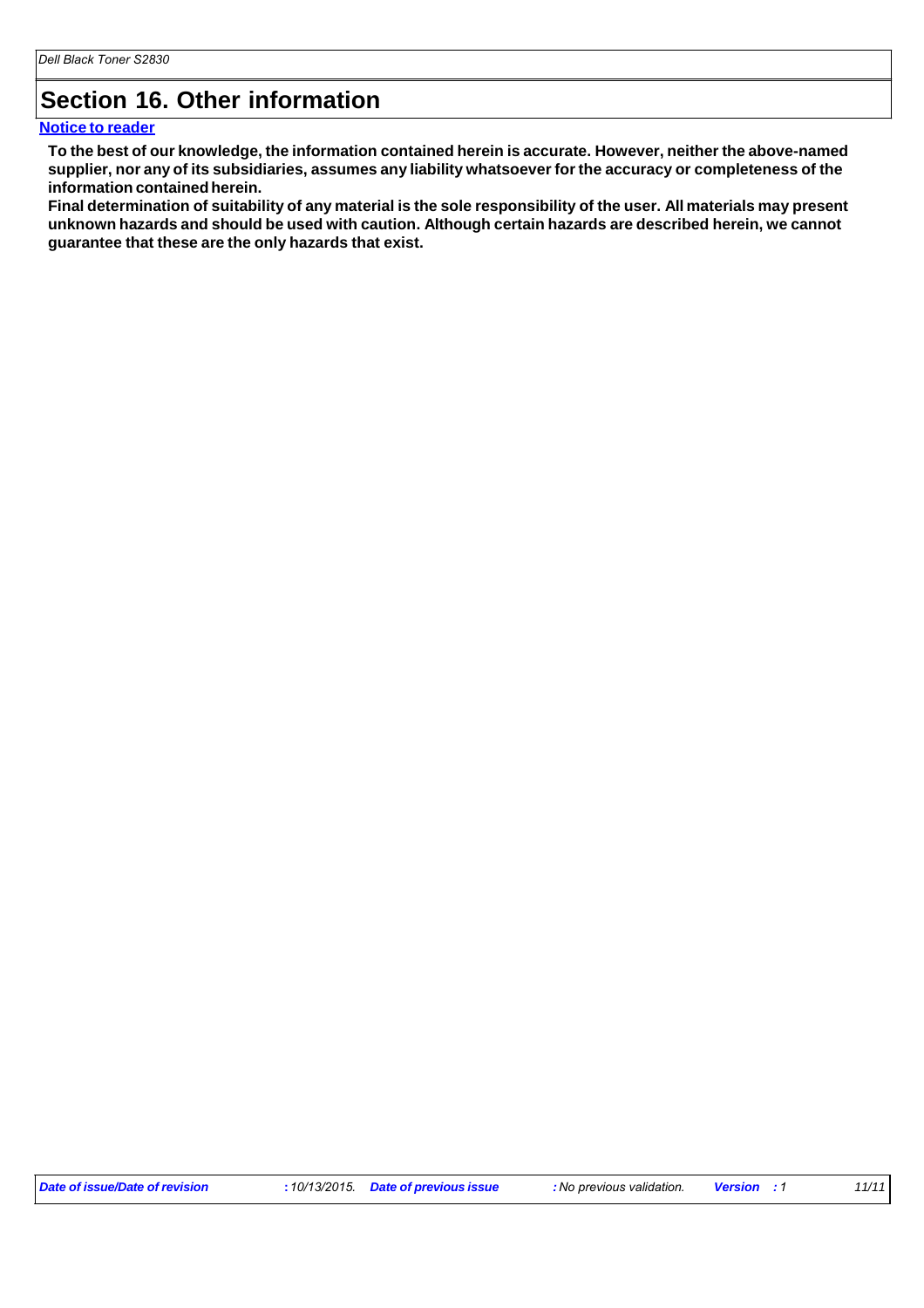# Section 16. Other information

**Notice to reader**

**To the best of our knowledge, the information contained herein is accurate. However, neither the above-named supplier, nor any of its subsidiaries, assumes any liability whatsoever for the accuracy or completeness of the information contained herein.**

**Final determination of suitability of any material is the sole responsibility of the user. All materials may present unknown hazards and should be used with caution. Although certain hazards are described herein, we cannot guarantee that these are the only hazards that exist.**